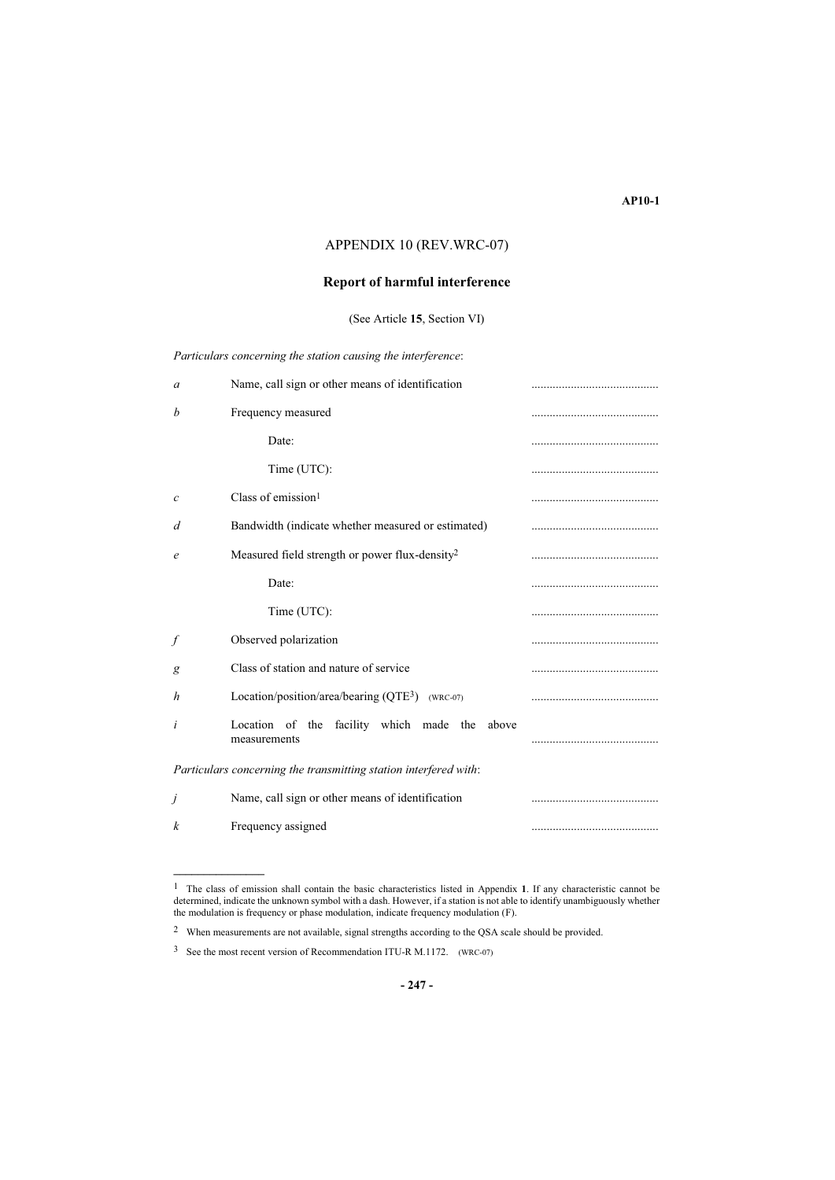# APPENDIX 10 (REV.WRC-07)

## Report of harmful interference

(See Article **15**, Section VI)

*Particulars concerning the station causing the interference*:

| | | |
|---|---|---|
| *a* | Name, call sign or other means of identification | .......................................... |
| *b* | Frequency measured | .......................................... |
| | Date: | .......................................... |
| | Time (UTC): | .......................................... |
| *c* | Class of emission[1] | .......................................... |
| *d* | Bandwidth (indicate whether measured or estimated) | .......................................... |
| *e* | Measured field strength or power flux-density[2] | .......................................... |
| | Date: | .......................................... |
| | Time (UTC): | .......................................... |
| *f* | Observed polarization | .......................................... |
| *g* | Class of station and nature of service | .......................................... |
| *h* | Location/position/area/bearing (QTE[3]) (WRC-07) | .......................................... |
| *i* | Location of the facility which made the above measurements | .......................................... |

*Particulars concerning the transmitting station interfered with*:

| | | |
|---|---|---|
| *j* | Name, call sign or other means of identification | .......................................... |
| *k* | Frequency assigned | .......................................... |

---

[1] The class of emission shall contain the basic characteristics listed in Appendix **1**. If any characteristic cannot be determined, indicate the unknown symbol with a dash. However, if a station is not able to identify unambiguously whether the modulation is frequency or phase modulation, indicate frequency modulation (F).

[2] When measurements are not available, signal strengths according to the QSA scale should be provided.

[3] See the most recent version of Recommendation ITU-R M.1172. (WRC-07)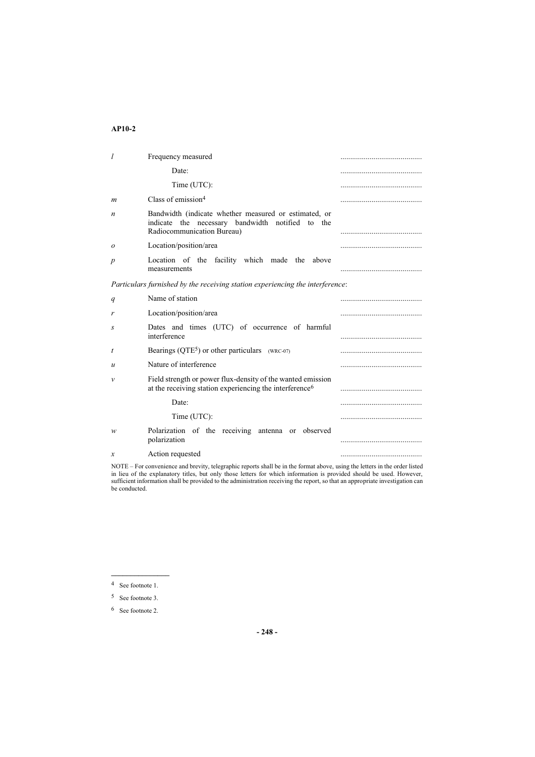| | | |
|---|---|---|
| *l* | Frequency measured | .......................................... |
| | Date: | .......................................... |
| | Time (UTC): | .......................................... |
| *m* | Class of emission[4] | .......................................... |
| *n* | Bandwidth (indicate whether measured or estimated, or indicate the necessary bandwidth notified to the Radiocommunication Bureau) | .......................................... |
| *o* | Location/position/area | .......................................... |
| *p* | Location of the facility which made the above measurements | .......................................... |

*Particulars furnished by the receiving station experiencing the interference*:

| | | |
|---|---|---|
| *q* | Name of station | .......................................... |
| *r* | Location/position/area | .......................................... |
| *s* | Dates and times (UTC) of occurrence of harmful interference | .......................................... |
| *t* | Bearings (QTE[5]) or other particulars (WRC-07) | .......................................... |
| *u* | Nature of interference | .......................................... |
| *v* | Field strength or power flux-density of the wanted emission at the receiving station experiencing the interference[6] | .......................................... |
| | Date: | .......................................... |
| | Time (UTC): | .......................................... |
| *w* | Polarization of the receiving antenna or observed polarization | .......................................... |
| *x* | Action requested | .......................................... |

NOTE – For convenience and brevity, telegraphic reports shall be in the format above, using the letters in the order listed in lieu of the explanatory titles, but only those letters for which information is provided should be used. However, sufficient information shall be provided to the administration receiving the report, so that an appropriate investigation can be conducted.

---

[4] See footnote 1.

[5] See footnote 3.

[6] See footnote 2.